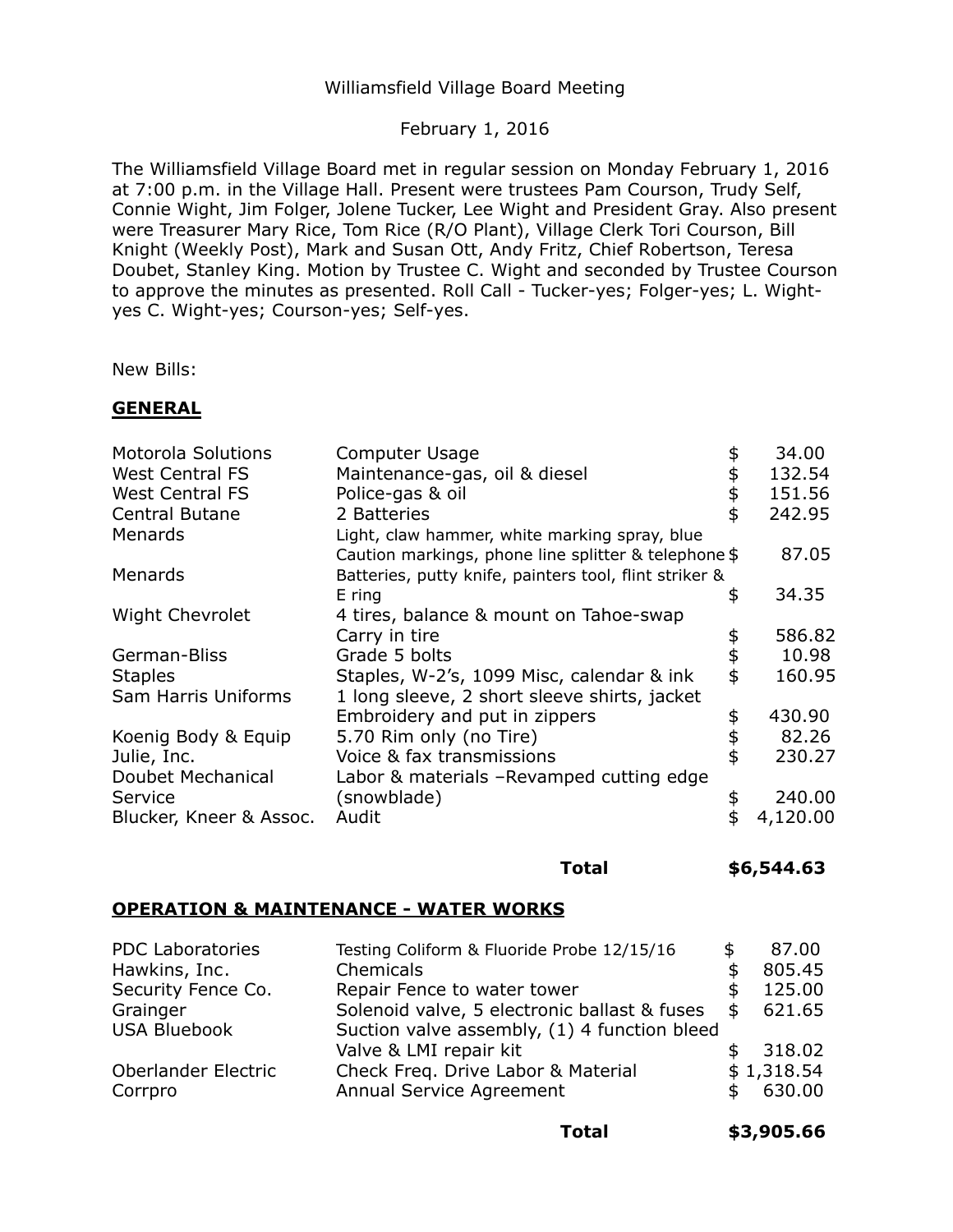Williamsfield Village Board Meeting

February 1, 2016

The Williamsfield Village Board met in regular session on Monday February 1, 2016 at 7:00 p.m. in the Village Hall. Present were trustees Pam Courson, Trudy Self, Connie Wight, Jim Folger, Jolene Tucker, Lee Wight and President Gray. Also present were Treasurer Mary Rice, Tom Rice (R/O Plant), Village Clerk Tori Courson, Bill Knight (Weekly Post), Mark and Susan Ott, Andy Fritz, Chief Robertson, Teresa Doubet, Stanley King. Motion by Trustee C. Wight and seconded by Trustee Courson to approve the minutes as presented. Roll Call - Tucker-yes; Folger-yes; L. Wight-yes C. Wight-yes; Courson-yes; Self-yes.

New Bills:

**GENERAL**

| | | |
|---|---|---|
| Motorola Solutions | Computer Usage | $ 34.00 |
| West Central FS | Maintenance-gas, oil & diesel | $ 132.54 |
| West Central FS | Police-gas & oil | $ 151.56 |
| Central Butane | 2 Batteries | $ 242.95 |
| Menards | Light, claw hammer, white marking spray, blue Caution markings, phone line splitter & telephone | $ 87.05 |
| Menards | Batteries, putty knife, painters tool, flint striker & E ring | $ 34.35 |
| Wight Chevrolet | 4 tires, balance & mount on Tahoe-swap Carry in tire | $ 586.82 |
| German-Bliss | Grade 5 bolts | $ 10.98 |
| Staples | Staples, W-2's, 1099 Misc, calendar & ink | $ 160.95 |
| Sam Harris Uniforms | 1 long sleeve, 2 short sleeve shirts, jacket Embroidery and put in zippers | $ 430.90 |
| Koenig Body & Equip | 5.70 Rim only (no Tire) | $ 82.26 |
| Julie, Inc. | Voice & fax transmissions | $ 230.27 |
| Doubet Mechanical Service | Labor & materials –Revamped cutting edge (snowblade) | $ 240.00 |
| Blucker, Kneer & Assoc. | Audit | $ 4,120.00 |
| | **Total** | **$6,544.63** |

**OPERATION & MAINTENANCE - WATER WORKS**

| | | |
|---|---|---|
| PDC Laboratories | Testing Coliform & Fluoride Probe 12/15/16 | $ 87.00 |
| Hawkins, Inc. | Chemicals | $ 805.45 |
| Security Fence Co. | Repair Fence to water tower | $ 125.00 |
| Grainger | Solenoid valve, 5 electronic ballast & fuses | $ 621.65 |
| USA Bluebook | Suction valve assembly, (1) 4 function bleed Valve & LMI repair kit | $ 318.02 |
| Oberlander Electric | Check Freq. Drive Labor & Material | $ 1,318.54 |
| Corrpro | Annual Service Agreement | $ 630.00 |
| | **Total** | **$3,905.66** |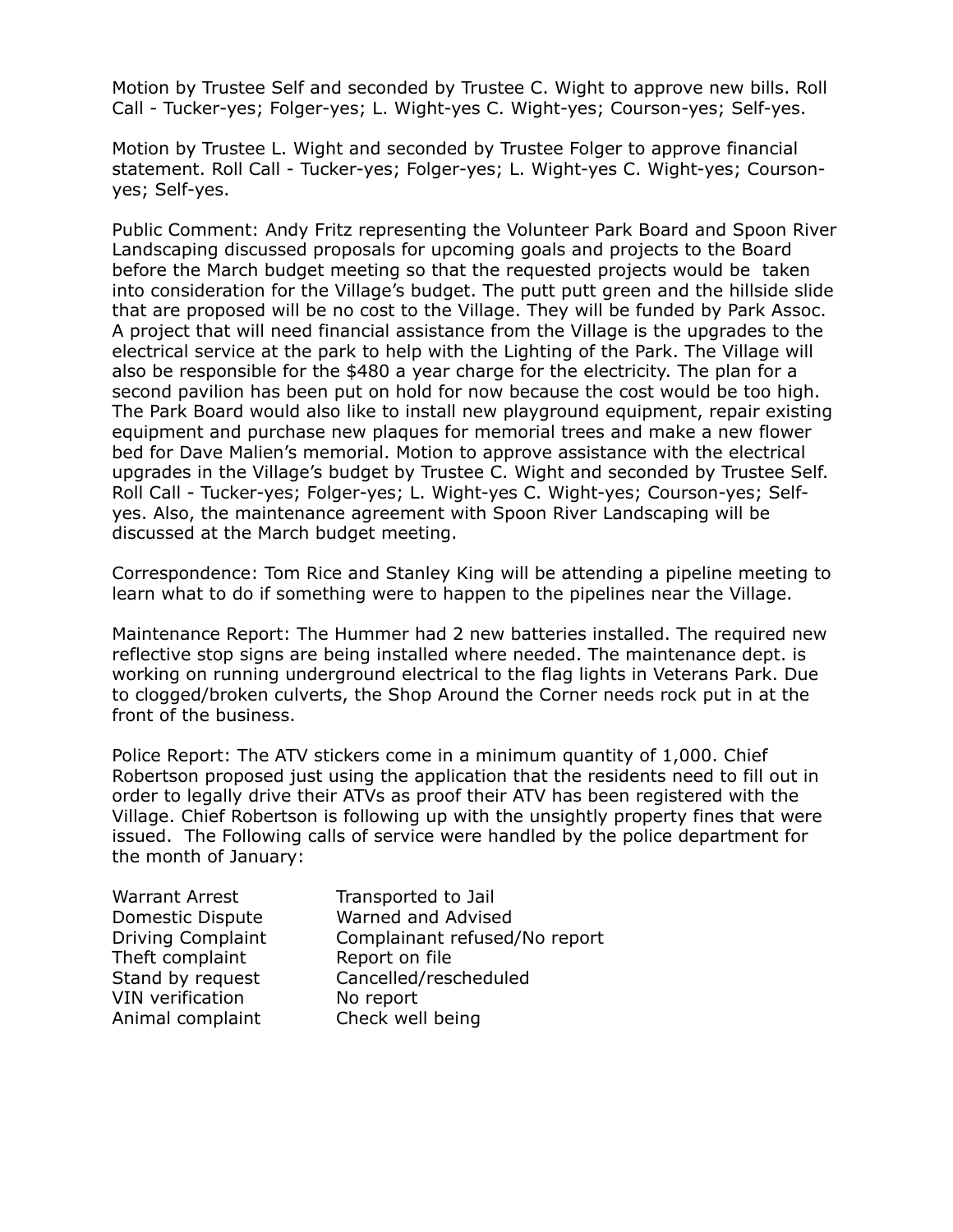Motion by Trustee Self and seconded by Trustee C. Wight to approve new bills. Roll Call - Tucker-yes; Folger-yes; L. Wight-yes C. Wight-yes; Courson-yes; Self-yes.

Motion by Trustee L. Wight and seconded by Trustee Folger to approve financial statement. Roll Call - Tucker-yes; Folger-yes; L. Wight-yes C. Wight-yes; Courson-yes; Self-yes.

Public Comment: Andy Fritz representing the Volunteer Park Board and Spoon River Landscaping discussed proposals for upcoming goals and projects to the Board before the March budget meeting so that the requested projects would be taken into consideration for the Village's budget. The putt putt green and the hillside slide that are proposed will be no cost to the Village. They will be funded by Park Assoc. A project that will need financial assistance from the Village is the upgrades to the electrical service at the park to help with the Lighting of the Park. The Village will also be responsible for the $480 a year charge for the electricity. The plan for a second pavilion has been put on hold for now because the cost would be too high. The Park Board would also like to install new playground equipment, repair existing equipment and purchase new plaques for memorial trees and make a new flower bed for Dave Malien's memorial. Motion to approve assistance with the electrical upgrades in the Village's budget by Trustee C. Wight and seconded by Trustee Self. Roll Call - Tucker-yes; Folger-yes; L. Wight-yes C. Wight-yes; Courson-yes; Self-yes. Also, the maintenance agreement with Spoon River Landscaping will be discussed at the March budget meeting.

Correspondence: Tom Rice and Stanley King will be attending a pipeline meeting to learn what to do if something were to happen to the pipelines near the Village.

Maintenance Report: The Hummer had 2 new batteries installed. The required new reflective stop signs are being installed where needed. The maintenance dept. is working on running underground electrical to the flag lights in Veterans Park. Due to clogged/broken culverts, the Shop Around the Corner needs rock put in at the front of the business.

Police Report: The ATV stickers come in a minimum quantity of 1,000. Chief Robertson proposed just using the application that the residents need to fill out in order to legally drive their ATVs as proof their ATV has been registered with the Village. Chief Robertson is following up with the unsightly property fines that were issued. The Following calls of service were handled by the police department for the month of January:

| | |
|---|---|
| Warrant Arrest | Transported to Jail |
| Domestic Dispute | Warned and Advised |
| Driving Complaint | Complainant refused/No report |
| Theft complaint | Report on file |
| Stand by request | Cancelled/rescheduled |
| VIN verification | No report |
| Animal complaint | Check well being |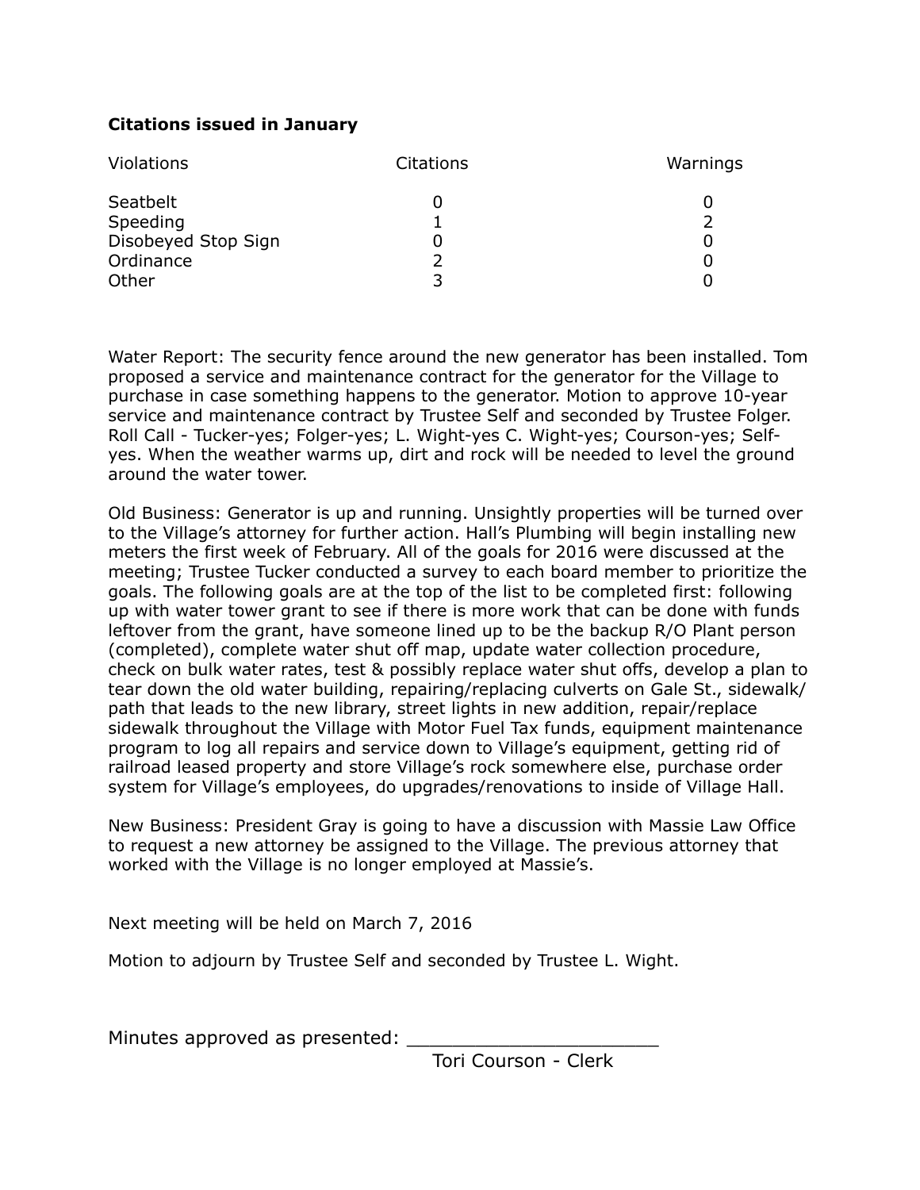**Citations issued in January**

| Violations | Citations | Warnings |
|---|---|---|
| Seatbelt | 0 | 0 |
| Speeding | 1 | 2 |
| Disobeyed Stop Sign | 0 | 0 |
| Ordinance | 2 | 0 |
| Other | 3 | 0 |

Water Report: The security fence around the new generator has been installed. Tom proposed a service and maintenance contract for the generator for the Village to purchase in case something happens to the generator. Motion to approve 10-year service and maintenance contract by Trustee Self and seconded by Trustee Folger. Roll Call - Tucker-yes; Folger-yes; L. Wight-yes C. Wight-yes; Courson-yes; Self-yes. When the weather warms up, dirt and rock will be needed to level the ground around the water tower.

Old Business: Generator is up and running. Unsightly properties will be turned over to the Village's attorney for further action. Hall's Plumbing will begin installing new meters the first week of February. All of the goals for 2016 were discussed at the meeting; Trustee Tucker conducted a survey to each board member to prioritize the goals. The following goals are at the top of the list to be completed first: following up with water tower grant to see if there is more work that can be done with funds leftover from the grant, have someone lined up to be the backup R/O Plant person (completed), complete water shut off map, update water collection procedure, check on bulk water rates, test & possibly replace water shut offs, develop a plan to tear down the old water building, repairing/replacing culverts on Gale St., sidewalk/path that leads to the new library, street lights in new addition, repair/replace sidewalk throughout the Village with Motor Fuel Tax funds, equipment maintenance program to log all repairs and service down to Village's equipment, getting rid of railroad leased property and store Village's rock somewhere else, purchase order system for Village's employees, do upgrades/renovations to inside of Village Hall.

New Business: President Gray is going to have a discussion with Massie Law Office to request a new attorney be assigned to the Village. The previous attorney that worked with the Village is no longer employed at Massie's.

Next meeting will be held on March 7, 2016

Motion to adjourn by Trustee Self and seconded by Trustee L. Wight.

Minutes approved as presented: ______________________

Tori Courson - Clerk